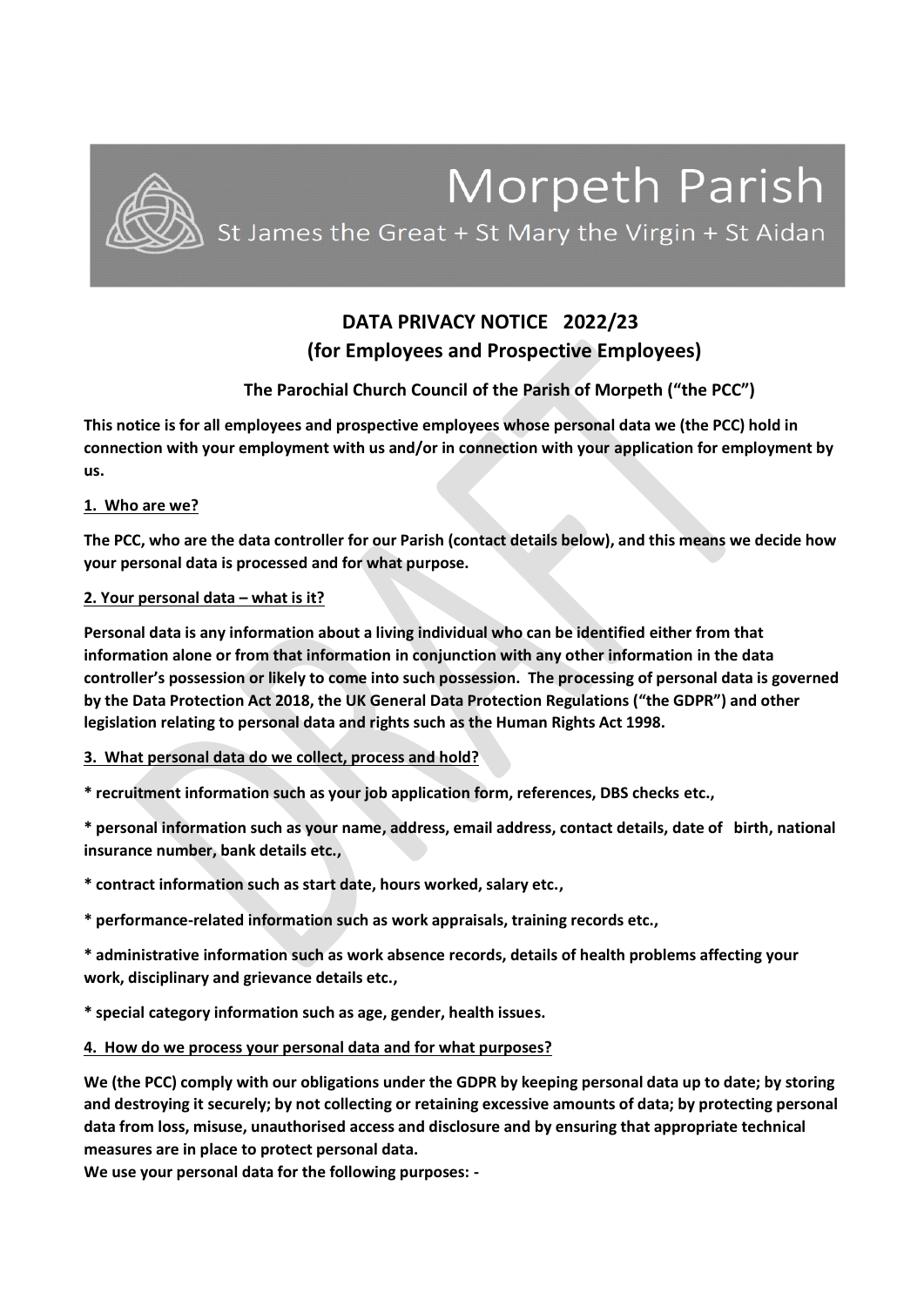# Morpeth Parish

St James the Great + St Mary the Virgin + St Aidan

## DATA PRIVACY NOTICE 2022/23
## (for Employees and Prospective Employees)

### The Parochial Church Council of the Parish of Morpeth ("the PCC")

**This notice is for all employees and prospective employees whose personal data we (the PCC) hold in connection with your employment with us and/or in connection with your application for employment by us.**

**1. Who are we?**

**The PCC, who are the data controller for our Parish (contact details below), and this means we decide how your personal data is processed and for what purpose.**

**2. Your personal data – what is it?**

**Personal data is any information about a living individual who can be identified either from that information alone or from that information in conjunction with any other information in the data controller's possession or likely to come into such possession. The processing of personal data is governed by the Data Protection Act 2018, the UK General Data Protection Regulations ("the GDPR") and other legislation relating to personal data and rights such as the Human Rights Act 1998.**

**3. What personal data do we collect, process and hold?**

**\* recruitment information such as your job application form, references, DBS checks etc.,**

**\* personal information such as your name, address, email address, contact details, date of birth, national insurance number, bank details etc.,**

**\* contract information such as start date, hours worked, salary etc.,**

**\* performance-related information such as work appraisals, training records etc.,**

**\* administrative information such as work absence records, details of health problems affecting your work, disciplinary and grievance details etc.,**

**\* special category information such as age, gender, health issues.**

**4. How do we process your personal data and for what purposes?**

**We (the PCC) comply with our obligations under the GDPR by keeping personal data up to date; by storing and destroying it securely; by not collecting or retaining excessive amounts of data; by protecting personal data from loss, misuse, unauthorised access and disclosure and by ensuring that appropriate technical measures are in place to protect personal data.**

**We use your personal data for the following purposes: -**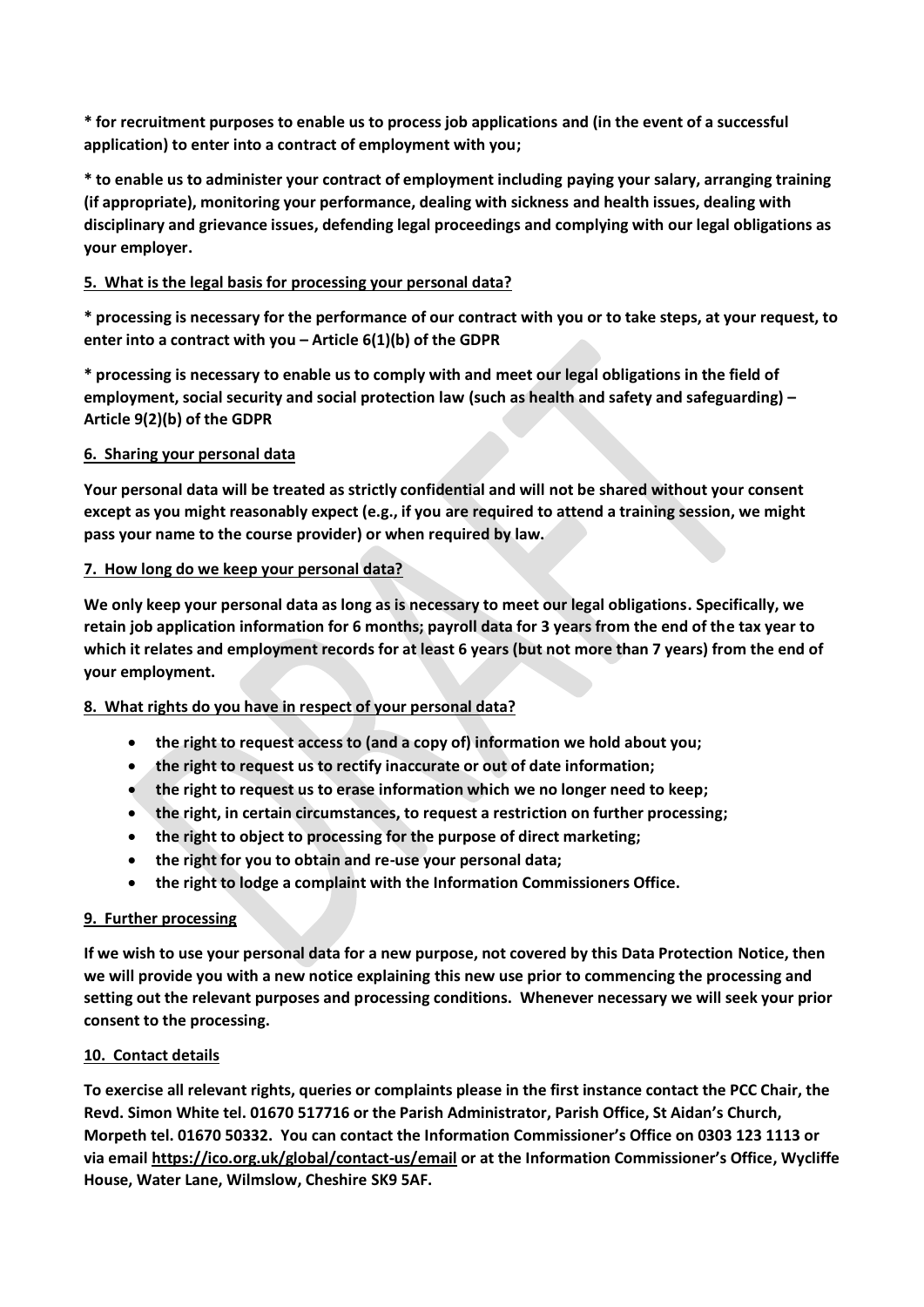**\* for recruitment purposes to enable us to process job applications and (in the event of a successful application) to enter into a contract of employment with you;**

**\* to enable us to administer your contract of employment including paying your salary, arranging training (if appropriate), monitoring your performance, dealing with sickness and health issues, dealing with disciplinary and grievance issues, defending legal proceedings and complying with our legal obligations as your employer.**

## 5. What is the legal basis for processing your personal data?

**\* processing is necessary for the performance of our contract with you or to take steps, at your request, to enter into a contract with you – Article 6(1)(b) of the GDPR**

**\* processing is necessary to enable us to comply with and meet our legal obligations in the field of employment, social security and social protection law (such as health and safety and safeguarding) – Article 9(2)(b) of the GDPR**

## 6. Sharing your personal data

**Your personal data will be treated as strictly confidential and will not be shared without your consent except as you might reasonably expect (e.g., if you are required to attend a training session, we might pass your name to the course provider) or when required by law.**

## 7. How long do we keep your personal data?

**We only keep your personal data as long as is necessary to meet our legal obligations. Specifically, we retain job application information for 6 months; payroll data for 3 years from the end of the tax year to which it relates and employment records for at least 6 years (but not more than 7 years) from the end of your employment.**

## 8. What rights do you have in respect of your personal data?

- **the right to request access to (and a copy of) information we hold about you;**
- **the right to request us to rectify inaccurate or out of date information;**
- **the right to request us to erase information which we no longer need to keep;**
- **the right, in certain circumstances, to request a restriction on further processing;**
- **the right to object to processing for the purpose of direct marketing;**
- **the right for you to obtain and re-use your personal data;**
- **the right to lodge a complaint with the Information Commissioners Office.**

## 9. Further processing

**If we wish to use your personal data for a new purpose, not covered by this Data Protection Notice, then we will provide you with a new notice explaining this new use prior to commencing the processing and setting out the relevant purposes and processing conditions. Whenever necessary we will seek your prior consent to the processing.**

## 10. Contact details

**To exercise all relevant rights, queries or complaints please in the first instance contact the PCC Chair, the Revd. Simon White tel. 01670 517716 or the Parish Administrator, Parish Office, St Aidan's Church, Morpeth tel. 01670 50332. You can contact the Information Commissioner's Office on 0303 123 1113 or via email https://ico.org.uk/global/contact-us/email or at the Information Commissioner's Office, Wycliffe House, Water Lane, Wilmslow, Cheshire SK9 5AF.**